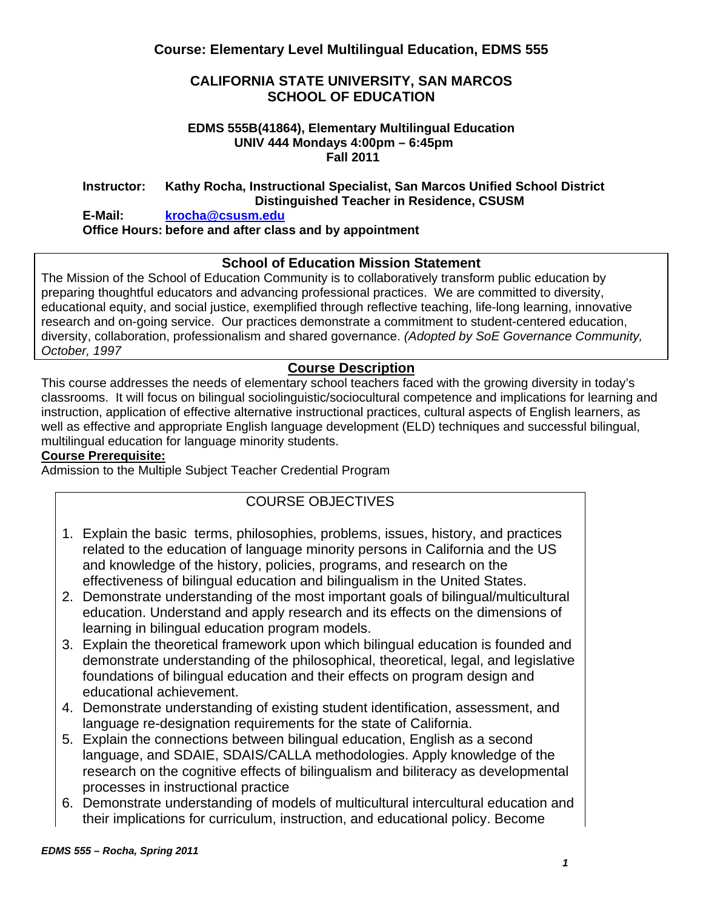# Course: Elementary Level Multilingual Education, EDMS 555

## CALIFORNIA STATE UNIVERSITY, SAN MARCOS
## SCHOOL OF EDUCATION

**EDMS 555B(41864), Elementary Multilingual Education**
**UNIV 444 Mondays 4:00pm – 6:45pm**
**Fall 2011**

**Instructor:** **Kathy Rocha, Instructional Specialist, San Marcos Unified School District**
**Distinguished Teacher in Residence, CSUSM**
**E-Mail:** **[krocha@csusm.edu](mailto:krocha@csusm.edu)**
**Office Hours: before and after class and by appointment**

### School of Education Mission Statement

The Mission of the School of Education Community is to collaboratively transform public education by preparing thoughtful educators and advancing professional practices. We are committed to diversity, educational equity, and social justice, exemplified through reflective teaching, life-long learning, innovative research and on-going service. Our practices demonstrate a commitment to student-centered education, diversity, collaboration, professionalism and shared governance. *(Adopted by SoE Governance Community, October, 1997*

### Course Description

This course addresses the needs of elementary school teachers faced with the growing diversity in today's classrooms. It will focus on bilingual sociolinguistic/sociocultural competence and implications for learning and instruction, application of effective alternative instructional practices, cultural aspects of English learners, as well as effective and appropriate English language development (ELD) techniques and successful bilingual, multilingual education for language minority students.

**Course Prerequisite:**
Admission to the Multiple Subject Teacher Credential Program

### COURSE OBJECTIVES

1. Explain the basic terms, philosophies, problems, issues, history, and practices related to the education of language minority persons in California and the US and knowledge of the history, policies, programs, and research on the effectiveness of bilingual education and bilingualism in the United States.
2. Demonstrate understanding of the most important goals of bilingual/multicultural education. Understand and apply research and its effects on the dimensions of learning in bilingual education program models.
3. Explain the theoretical framework upon which bilingual education is founded and demonstrate understanding of the philosophical, theoretical, legal, and legislative foundations of bilingual education and their effects on program design and educational achievement.
4. Demonstrate understanding of existing student identification, assessment, and language re-designation requirements for the state of California.
5. Explain the connections between bilingual education, English as a second language, and SDAIE, SDAIS/CALLA methodologies. Apply knowledge of the research on the cognitive effects of bilingualism and biliteracy as developmental processes in instructional practice
6. Demonstrate understanding of models of multicultural intercultural education and their implications for curriculum, instruction, and educational policy. Become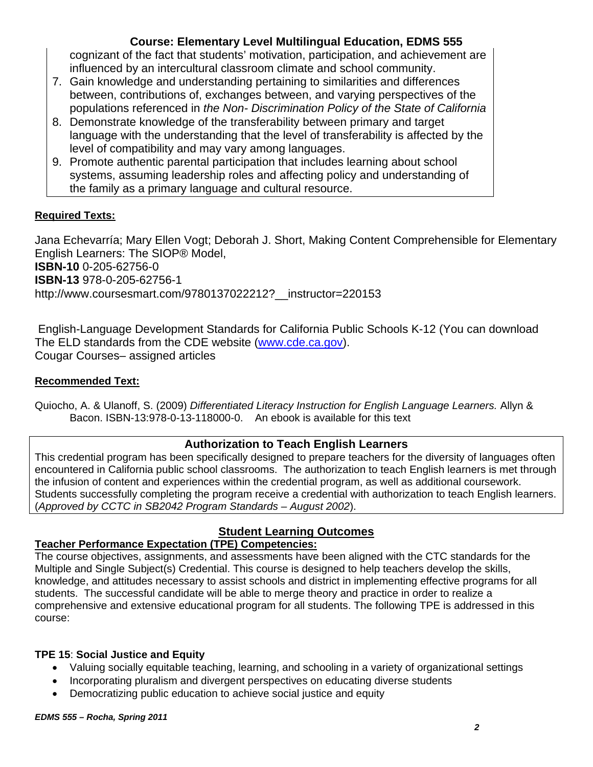cognizant of the fact that students' motivation, participation, and achievement are influenced by an intercultural classroom climate and school community.

7. Gain knowledge and understanding pertaining to similarities and differences between, contributions of, exchanges between, and varying perspectives of the populations referenced in *the Non- Discrimination Policy of the State of California*
8. Demonstrate knowledge of the transferability between primary and target language with the understanding that the level of transferability is affected by the level of compatibility and may vary among languages.
9. Promote authentic parental participation that includes learning about school systems, assuming leadership roles and affecting policy and understanding of the family as a primary language and cultural resource.

**Required Texts:**

Jana Echevarría; Mary Ellen Vogt; Deborah J. Short, Making Content Comprehensible for Elementary English Learners: The SIOP® Model,
**ISBN-10** 0-205-62756-0
**ISBN-13** 978-0-205-62756-1
http://www.coursesmart.com/9780137022212?__instructor=220153

English-Language Development Standards for California Public Schools K-12 (You can download The ELD standards from the CDE website (www.cde.ca.gov).
Cougar Courses– assigned articles

**Recommended Text:**

Quiocho, A. & Ulanoff, S. (2009) *Differentiated Literacy Instruction for English Language Learners.* Allyn & Bacon. ISBN-13:978-0-13-118000-0. An ebook is available for this text

**Authorization to Teach English Learners**

This credential program has been specifically designed to prepare teachers for the diversity of languages often encountered in California public school classrooms. The authorization to teach English learners is met through the infusion of content and experiences within the credential program, as well as additional coursework. Students successfully completing the program receive a credential with authorization to teach English learners. (*Approved by CCTC in SB2042 Program Standards – August 2002*).

## Student Learning Outcomes

**Teacher Performance Expectation (TPE) Competencies:**

The course objectives, assignments, and assessments have been aligned with the CTC standards for the Multiple and Single Subject(s) Credential. This course is designed to help teachers develop the skills, knowledge, and attitudes necessary to assist schools and district in implementing effective programs for all students. The successful candidate will be able to merge theory and practice in order to realize a comprehensive and extensive educational program for all students. The following TPE is addressed in this course:

**TPE 15**: **Social Justice and Equity**

- Valuing socially equitable teaching, learning, and schooling in a variety of organizational settings
- Incorporating pluralism and divergent perspectives on educating diverse students
- Democratizing public education to achieve social justice and equity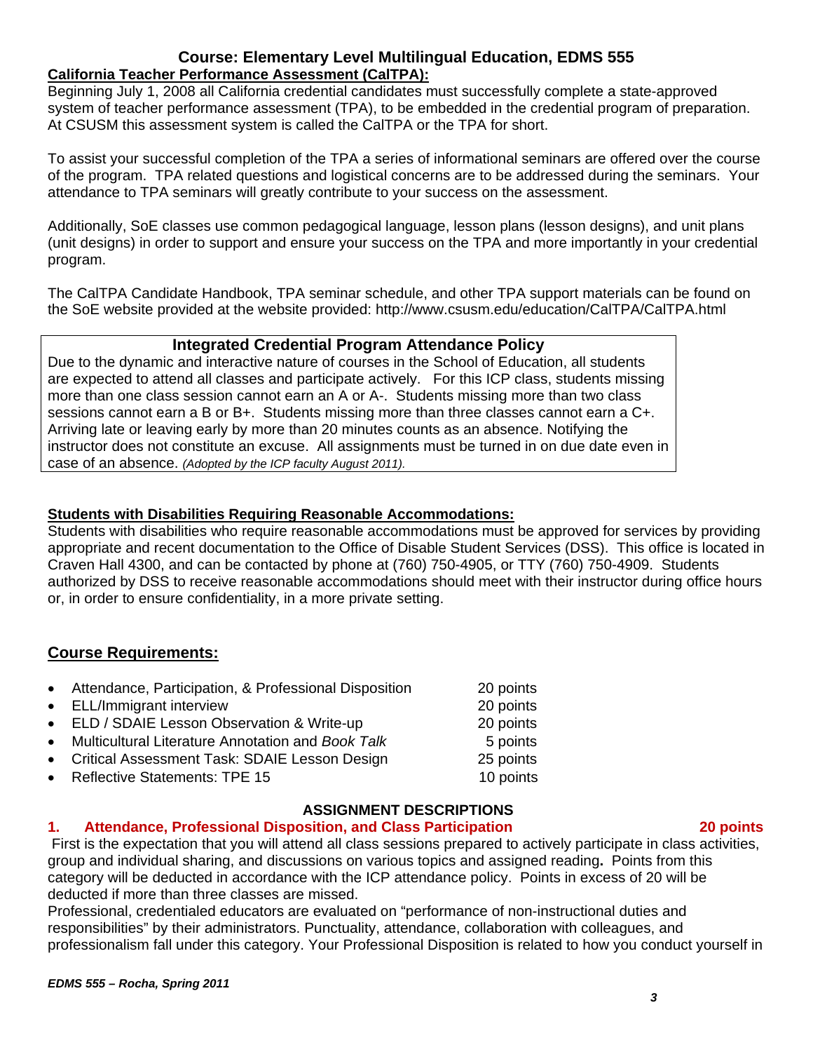## Course: Elementary Level Multilingual Education, EDMS 555

**California Teacher Performance Assessment (CalTPA):**

Beginning July 1, 2008 all California credential candidates must successfully complete a state-approved system of teacher performance assessment (TPA), to be embedded in the credential program of preparation. At CSUSM this assessment system is called the CalTPA or the TPA for short.

To assist your successful completion of the TPA a series of informational seminars are offered over the course of the program. TPA related questions and logistical concerns are to be addressed during the seminars. Your attendance to TPA seminars will greatly contribute to your success on the assessment.

Additionally, SoE classes use common pedagogical language, lesson plans (lesson designs), and unit plans (unit designs) in order to support and ensure your success on the TPA and more importantly in your credential program.

The CalTPA Candidate Handbook, TPA seminar schedule, and other TPA support materials can be found on the SoE website provided at the website provided: http://www.csusm.edu/education/CalTPA/CalTPA.html

### Integrated Credential Program Attendance Policy

Due to the dynamic and interactive nature of courses in the School of Education, all students are expected to attend all classes and participate actively. For this ICP class, students missing more than one class session cannot earn an A or A-. Students missing more than two class sessions cannot earn a B or B+. Students missing more than three classes cannot earn a C+. Arriving late or leaving early by more than 20 minutes counts as an absence. Notifying the instructor does not constitute an excuse. All assignments must be turned in on due date even in case of an absence. *(Adopted by the ICP faculty August 2011).*

**Students with Disabilities Requiring Reasonable Accommodations:**

Students with disabilities who require reasonable accommodations must be approved for services by providing appropriate and recent documentation to the Office of Disable Student Services (DSS). This office is located in Craven Hall 4300, and can be contacted by phone at (760) 750-4905, or TTY (760) 750-4909. Students authorized by DSS to receive reasonable accommodations should meet with their instructor during office hours or, in order to ensure confidentiality, in a more private setting.

## Course Requirements:

- Attendance, Participation, & Professional Disposition — 20 points
- ELL/Immigrant interview — 20 points
- ELD / SDAIE Lesson Observation & Write-up — 20 points
- Multicultural Literature Annotation and *Book Talk* — 5 points
- Critical Assessment Task: SDAIE Lesson Design — 25 points
- Reflective Statements: TPE 15 — 10 points

### ASSIGNMENT DESCRIPTIONS

**1. Attendance, Professional Disposition, and Class Participation — 20 points**

First is the expectation that you will attend all class sessions prepared to actively participate in class activities, group and individual sharing, and discussions on various topics and assigned reading**.** Points from this category will be deducted in accordance with the ICP attendance policy. Points in excess of 20 will be deducted if more than three classes are missed.

Professional, credentialed educators are evaluated on "performance of non-instructional duties and responsibilities" by their administrators. Punctuality, attendance, collaboration with colleagues, and professionalism fall under this category. Your Professional Disposition is related to how you conduct yourself in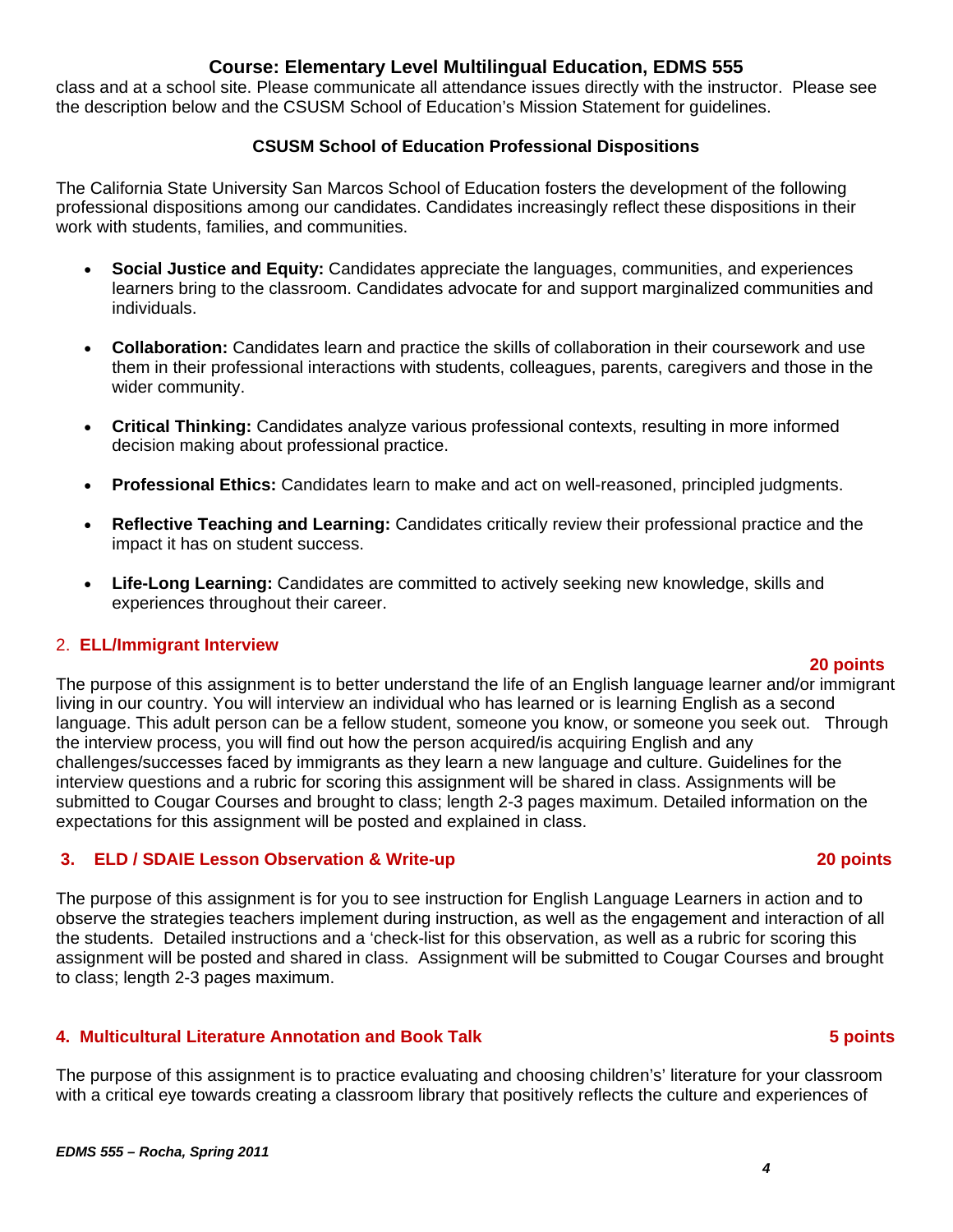class and at a school site. Please communicate all attendance issues directly with the instructor. Please see the description below and the CSUSM School of Education's Mission Statement for guidelines.

### CSUSM School of Education Professional Dispositions

The California State University San Marcos School of Education fosters the development of the following professional dispositions among our candidates. Candidates increasingly reflect these dispositions in their work with students, families, and communities.

- **Social Justice and Equity:** Candidates appreciate the languages, communities, and experiences learners bring to the classroom. Candidates advocate for and support marginalized communities and individuals.
- **Collaboration:** Candidates learn and practice the skills of collaboration in their coursework and use them in their professional interactions with students, colleagues, parents, caregivers and those in the wider community.
- **Critical Thinking:** Candidates analyze various professional contexts, resulting in more informed decision making about professional practice.
- **Professional Ethics:** Candidates learn to make and act on well-reasoned, principled judgments.
- **Reflective Teaching and Learning:** Candidates critically review their professional practice and the impact it has on student success.
- **Life-Long Learning:** Candidates are committed to actively seeking new knowledge, skills and experiences throughout their career.

### 2. ELL/Immigrant Interview

**20 points**

The purpose of this assignment is to better understand the life of an English language learner and/or immigrant living in our country. You will interview an individual who has learned or is learning English as a second language. This adult person can be a fellow student, someone you know, or someone you seek out. Through the interview process, you will find out how the person acquired/is acquiring English and any challenges/successes faced by immigrants as they learn a new language and culture. Guidelines for the interview questions and a rubric for scoring this assignment will be shared in class. Assignments will be submitted to Cougar Courses and brought to class; length 2-3 pages maximum. Detailed information on the expectations for this assignment will be posted and explained in class.

### 3. ELD / SDAIE Lesson Observation & Write-up — 20 points

The purpose of this assignment is for you to see instruction for English Language Learners in action and to observe the strategies teachers implement during instruction, as well as the engagement and interaction of all the students. Detailed instructions and a 'check-list for this observation, as well as a rubric for scoring this assignment will be posted and shared in class. Assignment will be submitted to Cougar Courses and brought to class; length 2-3 pages maximum.

### 4. Multicultural Literature Annotation and Book Talk — 5 points

The purpose of this assignment is to practice evaluating and choosing children's' literature for your classroom with a critical eye towards creating a classroom library that positively reflects the culture and experiences of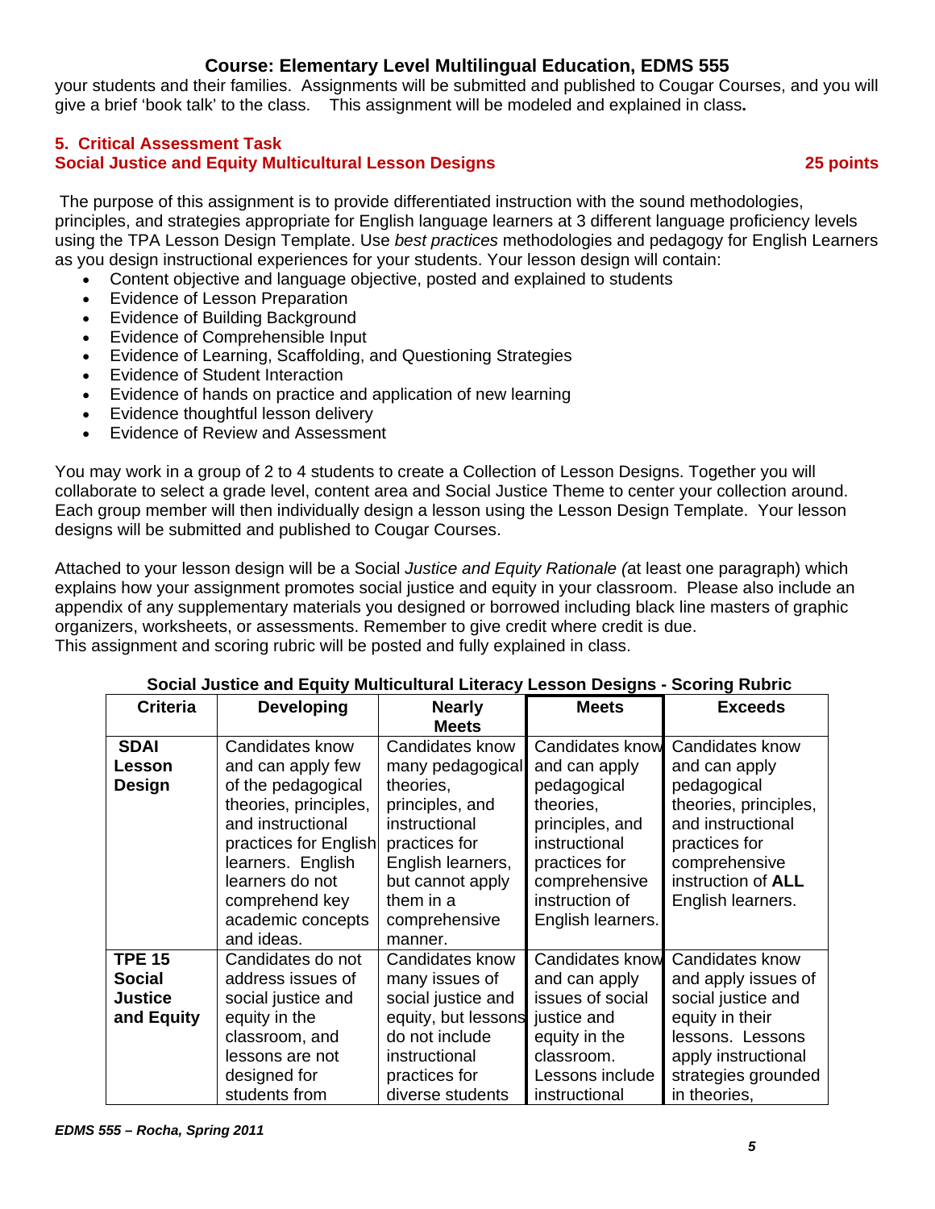your students and their families. Assignments will be submitted and published to Cougar Courses, and you will give a brief 'book talk' to the class. This assignment will be modeled and explained in class**.**

### 5. Critical Assessment Task
### Social Justice and Equity Multicultural Lesson Designs — 25 points

The purpose of this assignment is to provide differentiated instruction with the sound methodologies, principles, and strategies appropriate for English language learners at 3 different language proficiency levels using the TPA Lesson Design Template. Use *best practices* methodologies and pedagogy for English Learners as you design instructional experiences for your students. Your lesson design will contain:

- Content objective and language objective, posted and explained to students
- Evidence of Lesson Preparation
- Evidence of Building Background
- Evidence of Comprehensible Input
- Evidence of Learning, Scaffolding, and Questioning Strategies
- Evidence of Student Interaction
- Evidence of hands on practice and application of new learning
- Evidence thoughtful lesson delivery
- Evidence of Review and Assessment

You may work in a group of 2 to 4 students to create a Collection of Lesson Designs. Together you will collaborate to select a grade level, content area and Social Justice Theme to center your collection around. Each group member will then individually design a lesson using the Lesson Design Template. Your lesson designs will be submitted and published to Cougar Courses.

Attached to your lesson design will be a Social *Justice and Equity Rationale (*at least one paragraph) which explains how your assignment promotes social justice and equity in your classroom. Please also include an appendix of any supplementary materials you designed or borrowed including black line masters of graphic organizers, worksheets, or assessments. Remember to give credit where credit is due.
This assignment and scoring rubric will be posted and fully explained in class.

**Social Justice and Equity Multicultural Literacy Lesson Designs - Scoring Rubric**

| Criteria | Developing | Nearly Meets | Meets | Exceeds |
|---|---|---|---|---|
| **SDAI Lesson Design** | Candidates know and can apply few of the pedagogical theories, principles, and instructional practices for English learners. English learners do not comprehend key academic concepts and ideas. | Candidates know many pedagogical theories, principles, and instructional practices for English learners, but cannot apply them in a comprehensive manner. | Candidates know and can apply pedagogical theories, principles, and instructional practices for comprehensive instruction of English learners. | Candidates know and can apply pedagogical theories, principles, and instructional practices for comprehensive instruction of **ALL** English learners. |
| **TPE 15 Social Justice and Equity** | Candidates do not address issues of social justice and equity in the classroom, and lessons are not designed for students from | Candidates know many issues of social justice and equity, but lessons do not include instructional practices for diverse students | Candidates know and can apply issues of social justice and equity in the classroom. Lessons include instructional | Candidates know and apply issues of social justice and equity in their lessons. Lessons apply instructional strategies grounded in theories, |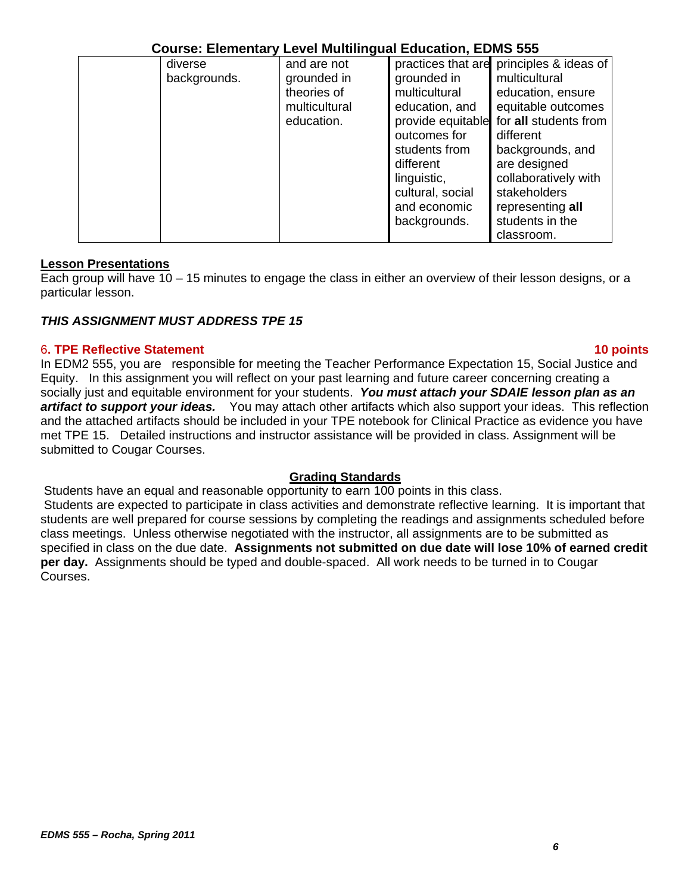| | diverse backgrounds. | and are not grounded in theories of multicultural education. | practices that are grounded in multicultural education, and provide equitable outcomes for students from different linguistic, cultural, social and economic backgrounds. | principles & ideas of multicultural education, ensure equitable outcomes for **all** students from different backgrounds, and are designed collaboratively with stakeholders representing **all** students in the classroom. |
|---|---|---|---|---|

**Lesson Presentations**

Each group will have 10 – 15 minutes to engage the class in either an overview of their lesson designs, or a particular lesson.

***THIS ASSIGNMENT MUST ADDRESS TPE 15***

### 6. TPE Reflective Statement — 10 points

In EDM2 555, you are responsible for meeting the Teacher Performance Expectation 15, Social Justice and Equity. In this assignment you will reflect on your past learning and future career concerning creating a socially just and equitable environment for your students. ***You must attach your SDAIE lesson plan as an artifact to support your ideas.*** You may attach other artifacts which also support your ideas. This reflection and the attached artifacts should be included in your TPE notebook for Clinical Practice as evidence you have met TPE 15. Detailed instructions and instructor assistance will be provided in class. Assignment will be submitted to Cougar Courses.

## Grading Standards

Students have an equal and reasonable opportunity to earn 100 points in this class.

Students are expected to participate in class activities and demonstrate reflective learning. It is important that students are well prepared for course sessions by completing the readings and assignments scheduled before class meetings. Unless otherwise negotiated with the instructor, all assignments are to be submitted as specified in class on the due date. **Assignments not submitted on due date will lose 10% of earned credit per day.** Assignments should be typed and double-spaced. All work needs to be turned in to Cougar Courses.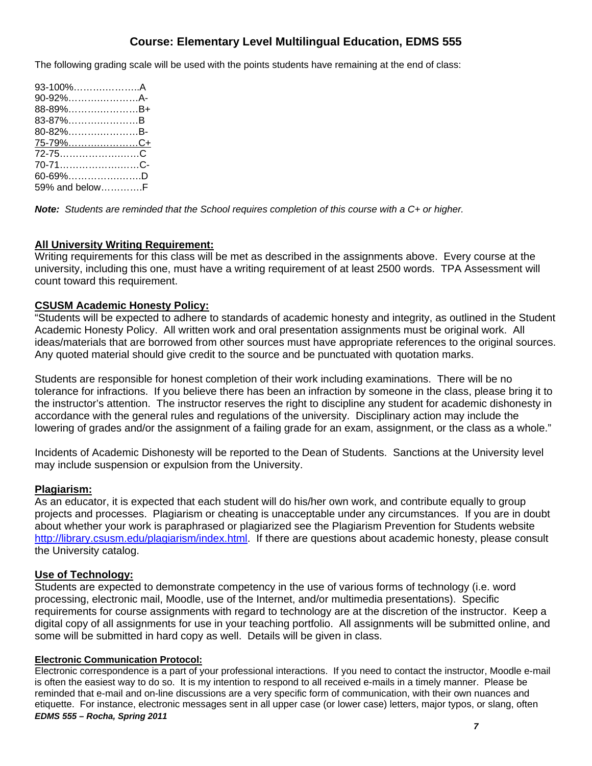## Course: Elementary Level Multilingual Education, EDMS 555

The following grading scale will be used with the points students have remaining at the end of class:

93-100%………………..A
90-92%…………………A-
88-89%…………………B+
83-87%…………………B
80-82%…………………B-
75-79%…………………C+
72-75……………………C
70-71……………………C-
60-69%…………………..D
59% and below…………F

***Note:*** *Students are reminded that the School requires completion of this course with a C+ or higher.*

### All University Writing Requirement:

Writing requirements for this class will be met as described in the assignments above. Every course at the university, including this one, must have a writing requirement of at least 2500 words. TPA Assessment will count toward this requirement.

### CSUSM Academic Honesty Policy:

"Students will be expected to adhere to standards of academic honesty and integrity, as outlined in the Student Academic Honesty Policy. All written work and oral presentation assignments must be original work. All ideas/materials that are borrowed from other sources must have appropriate references to the original sources. Any quoted material should give credit to the source and be punctuated with quotation marks.

Students are responsible for honest completion of their work including examinations. There will be no tolerance for infractions. If you believe there has been an infraction by someone in the class, please bring it to the instructor's attention. The instructor reserves the right to discipline any student for academic dishonesty in accordance with the general rules and regulations of the university. Disciplinary action may include the lowering of grades and/or the assignment of a failing grade for an exam, assignment, or the class as a whole."

Incidents of Academic Dishonesty will be reported to the Dean of Students. Sanctions at the University level may include suspension or expulsion from the University.

### Plagiarism:

As an educator, it is expected that each student will do his/her own work, and contribute equally to group projects and processes. Plagiarism or cheating is unacceptable under any circumstances. If you are in doubt about whether your work is paraphrased or plagiarized see the Plagiarism Prevention for Students website http://library.csusm.edu/plagiarism/index.html. If there are questions about academic honesty, please consult the University catalog.

### Use of Technology:

Students are expected to demonstrate competency in the use of various forms of technology (i.e. word processing, electronic mail, Moodle, use of the Internet, and/or multimedia presentations). Specific requirements for course assignments with regard to technology are at the discretion of the instructor. Keep a digital copy of all assignments for use in your teaching portfolio. All assignments will be submitted online, and some will be submitted in hard copy as well. Details will be given in class.

#### Electronic Communication Protocol:

Electronic correspondence is a part of your professional interactions. If you need to contact the instructor, Moodle e-mail is often the easiest way to do so. It is my intention to respond to all received e-mails in a timely manner. Please be reminded that e-mail and on-line discussions are a very specific form of communication, with their own nuances and etiquette. For instance, electronic messages sent in all upper case (or lower case) letters, major typos, or slang, often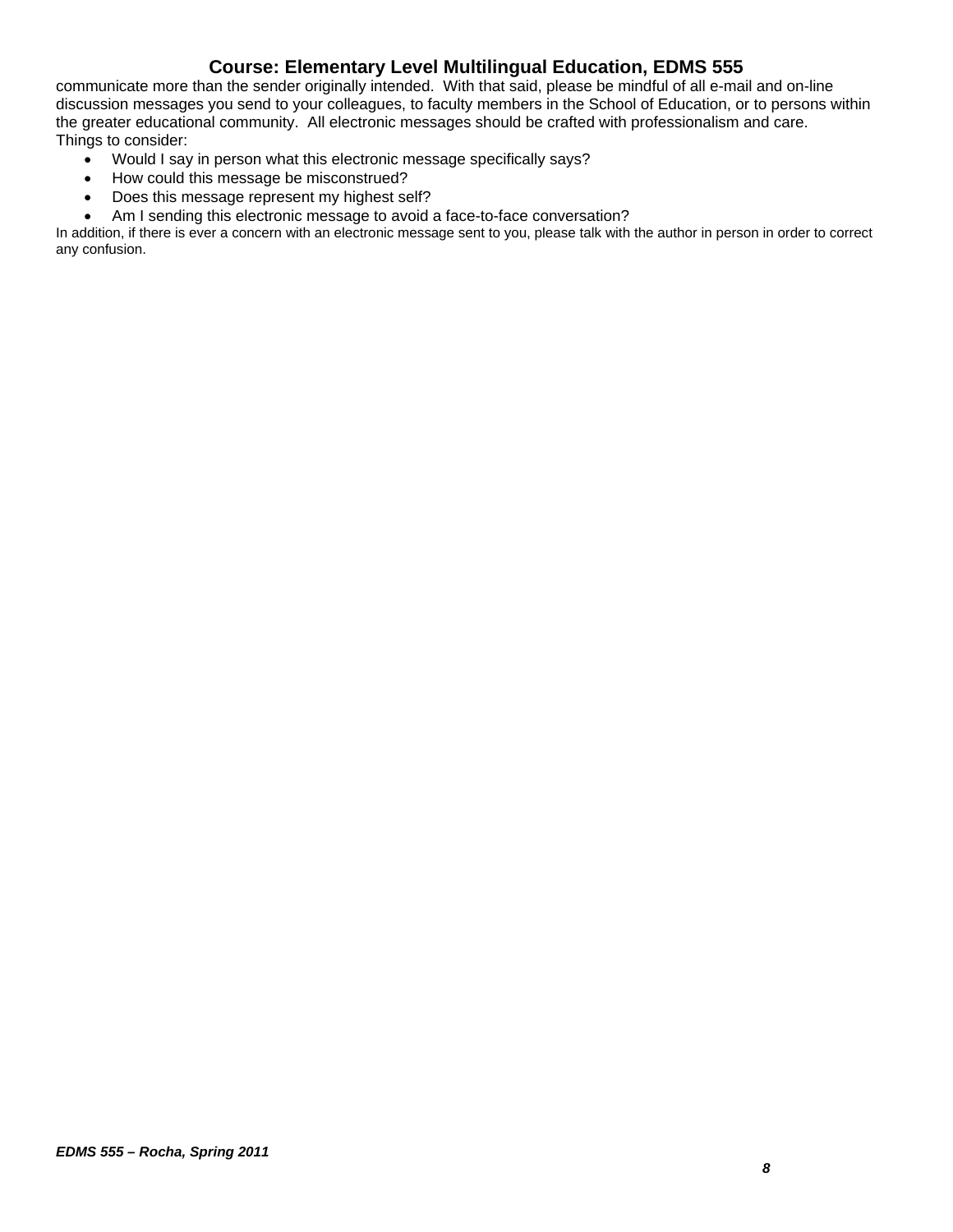communicate more than the sender originally intended. With that said, please be mindful of all e-mail and on-line discussion messages you send to your colleagues, to faculty members in the School of Education, or to persons within the greater educational community. All electronic messages should be crafted with professionalism and care.
Things to consider:

- Would I say in person what this electronic message specifically says?
- How could this message be misconstrued?
- Does this message represent my highest self?
- Am I sending this electronic message to avoid a face-to-face conversation?

In addition, if there is ever a concern with an electronic message sent to you, please talk with the author in person in order to correct any confusion.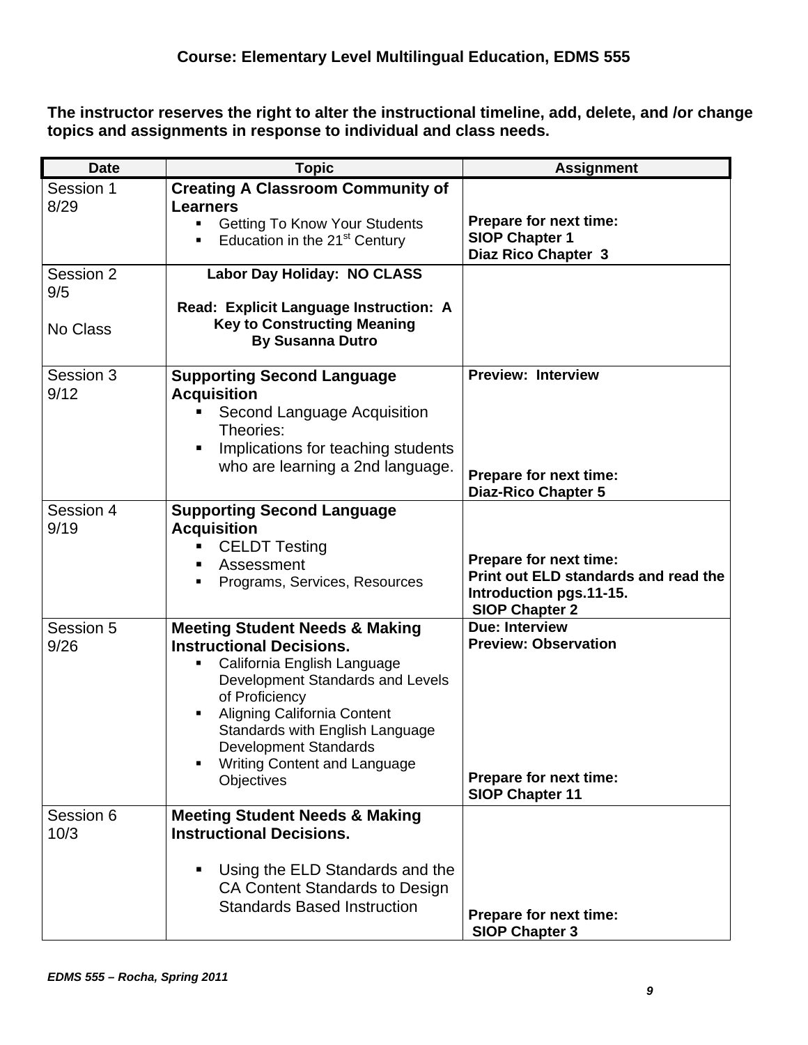### Course: Elementary Level Multilingual Education, EDMS 555

**The instructor reserves the right to alter the instructional timeline, add, delete, and /or change topics and assignments in response to individual and class needs.**

| Date | Topic | Assignment |
|---|---|---|
| Session 1<br>8/29 | **Creating A Classroom Community of Learners**<br>▪ Getting To Know Your Students<br>▪ Education in the 21st Century | **Prepare for next time:**<br>**SIOP Chapter 1**<br>**Diaz Rico Chapter 3** |
| Session 2<br>9/5<br><br>No Class | **Labor Day Holiday: NO CLASS**<br><br>**Read: Explicit Language Instruction: A Key to Constructing Meaning By Susanna Dutro** | |
| Session 3<br>9/12 | **Supporting Second Language Acquisition**<br>▪ Second Language Acquisition Theories:<br>▪ Implications for teaching students who are learning a 2nd language. | **Preview: Interview**<br><br>**Prepare for next time:**<br>**Diaz-Rico Chapter 5** |
| Session 4<br>9/19 | **Supporting Second Language Acquisition**<br>▪ CELDT Testing<br>▪ Assessment<br>▪ Programs, Services, Resources | **Prepare for next time:**<br>**Print out ELD standards and read the Introduction pgs.11-15.**<br>**SIOP Chapter 2** |
| Session 5<br>9/26 | **Meeting Student Needs & Making Instructional Decisions.**<br>▪ California English Language Development Standards and Levels of Proficiency<br>▪ Aligning California Content Standards with English Language Development Standards<br>▪ Writing Content and Language Objectives | **Due: Interview**<br>**Preview: Observation**<br><br>**Prepare for next time:**<br>**SIOP Chapter 11** |
| Session 6<br>10/3 | **Meeting Student Needs & Making Instructional Decisions.**<br>▪ Using the ELD Standards and the CA Content Standards to Design Standards Based Instruction | **Prepare for next time:**<br>**SIOP Chapter 3** |

*EDMS 555 – Rocha, Spring 2011*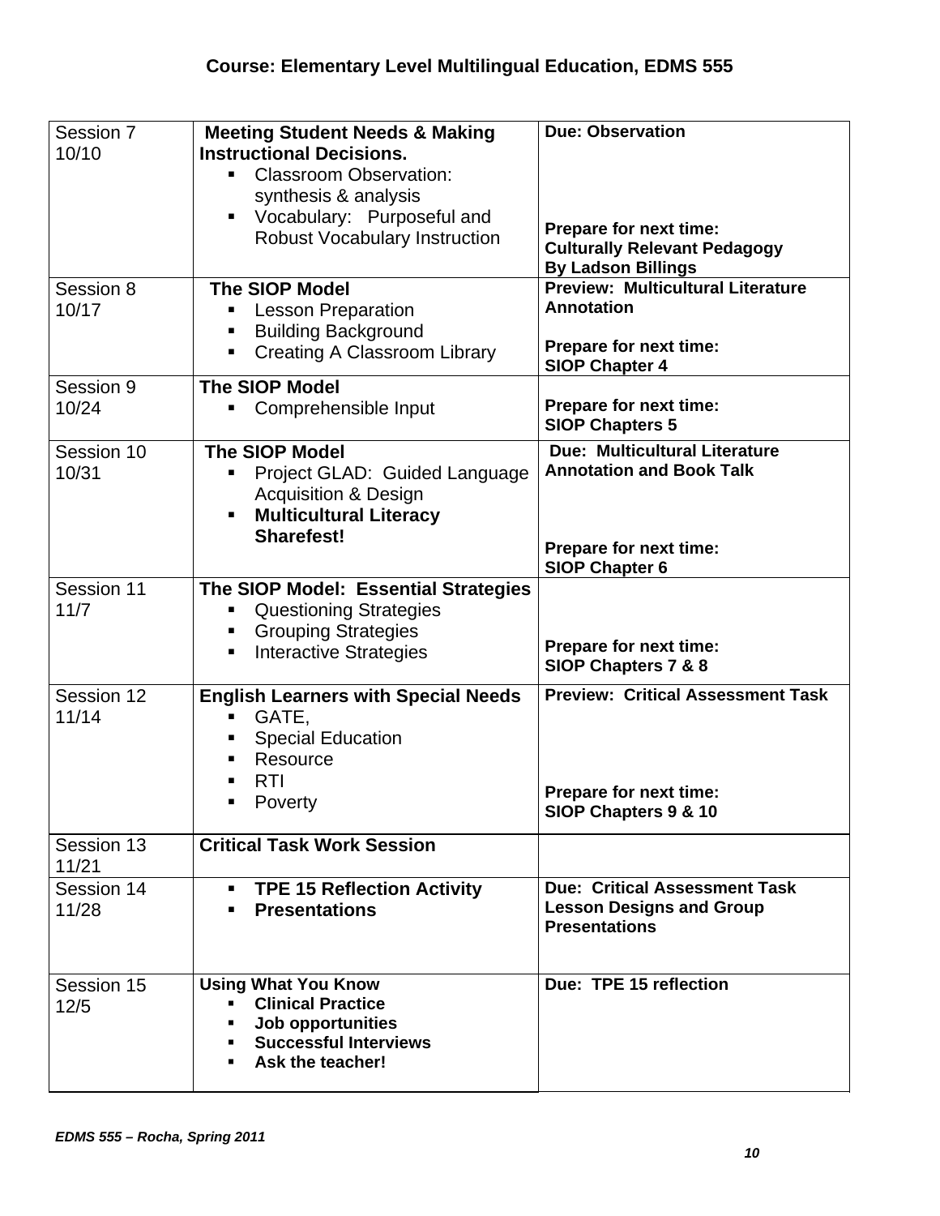## Course: Elementary Level Multilingual Education, EDMS 555

| | | |
|---|---|---|
| Session 7<br>10/10 | **Meeting Student Needs & Making Instructional Decisions.**<br>▪ Classroom Observation: synthesis & analysis<br>▪ Vocabulary: Purposeful and Robust Vocabulary Instruction | **Due: Observation**<br><br>**Prepare for next time:**<br>**Culturally Relevant Pedagogy**<br>**By Ladson Billings** |
| Session 8<br>10/17 | **The SIOP Model**<br>▪ Lesson Preparation<br>▪ Building Background<br>▪ Creating A Classroom Library | **Preview: Multicultural Literature Annotation**<br><br>**Prepare for next time:**<br>**SIOP Chapter 4** |
| Session 9<br>10/24 | **The SIOP Model**<br>▪ Comprehensible Input | **Prepare for next time:**<br>**SIOP Chapters 5** |
| Session 10<br>10/31 | **The SIOP Model**<br>▪ Project GLAD: Guided Language Acquisition & Design<br>▪ **Multicultural Literacy Sharefest!** | **Due: Multicultural Literature Annotation and Book Talk**<br><br>**Prepare for next time:**<br>**SIOP Chapter 6** |
| Session 11<br>11/7 | **The SIOP Model: Essential Strategies**<br>▪ Questioning Strategies<br>▪ Grouping Strategies<br>▪ Interactive Strategies | **Prepare for next time:**<br>**SIOP Chapters 7 & 8** |
| Session 12<br>11/14 | **English Learners with Special Needs**<br>▪ GATE,<br>▪ Special Education<br>▪ Resource<br>▪ RTI<br>▪ Poverty | **Preview: Critical Assessment Task**<br><br>**Prepare for next time:**<br>**SIOP Chapters 9 & 10** |
| Session 13<br>11/21 | **Critical Task Work Session** | |
| Session 14<br>11/28 | ▪ **TPE 15 Reflection Activity**<br>▪ **Presentations** | **Due: Critical Assessment Task Lesson Designs and Group Presentations** |
| Session 15<br>12/5 | **Using What You Know**<br>▪ **Clinical Practice**<br>▪ **Job opportunities**<br>▪ **Successful Interviews**<br>▪ **Ask the teacher!** | **Due: TPE 15 reflection** |